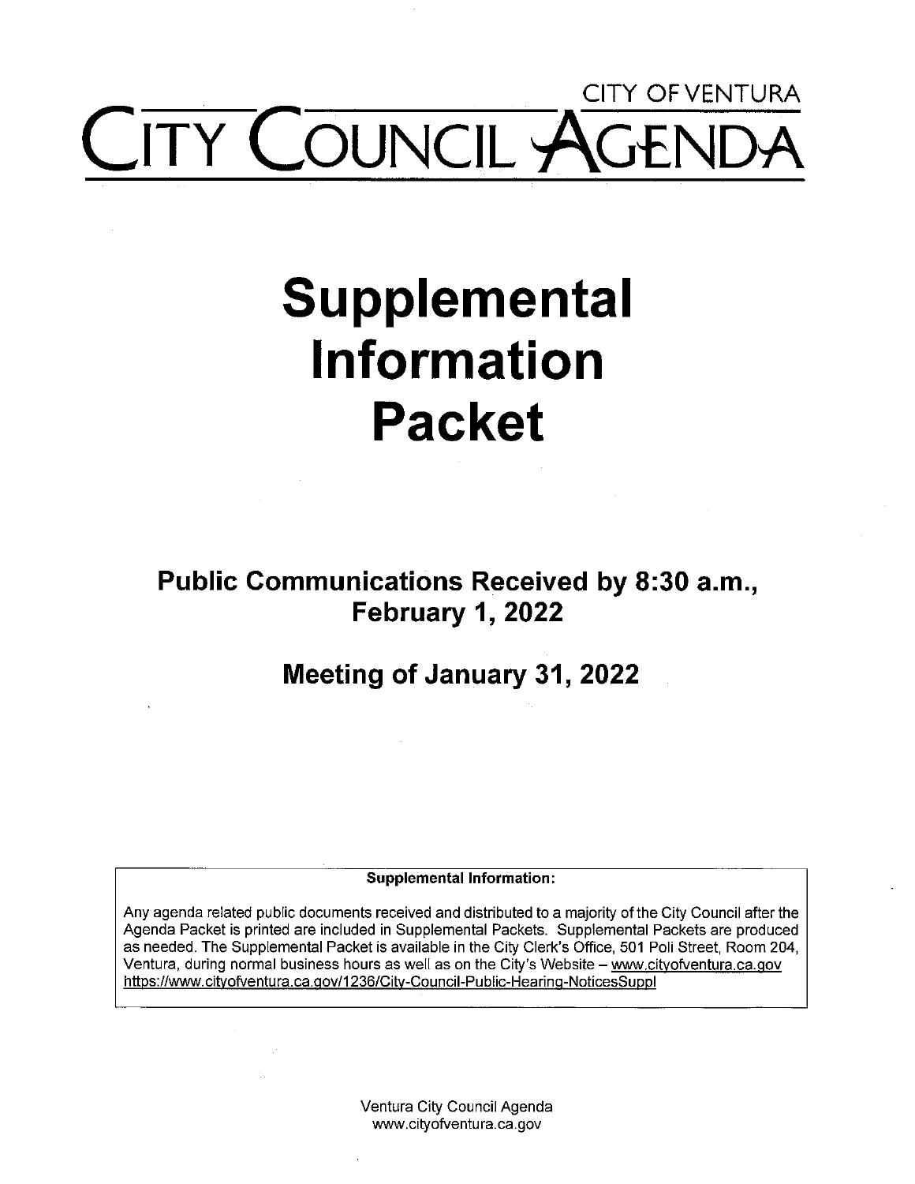CITY OF VENTURA

# CITY COUNCIL AGENDA

# Supplemental Information Packet

## Public Communications Received by 8:30 a.m., February 1, 2022

## Meeting of January 31, 2022

**Supplemental Information:**

Any agenda related public documents received and distributed to a majority of the City Council after the Agenda Packet is printed are included in Supplemental Packets. Supplemental Packets are produced as needed. The Supplemental Packet is available in the City Clerk's Office, 501 Poli Street, Room 204, Ventura, during normal business hours as well as on the City's Website – www.cityofventura.ca.gov https://www.cityofventura.ca.gov/1236/City-Council-Public-Hearing-NoticesSuppl

Ventura City Council Agenda
www.cityofventura.ca.gov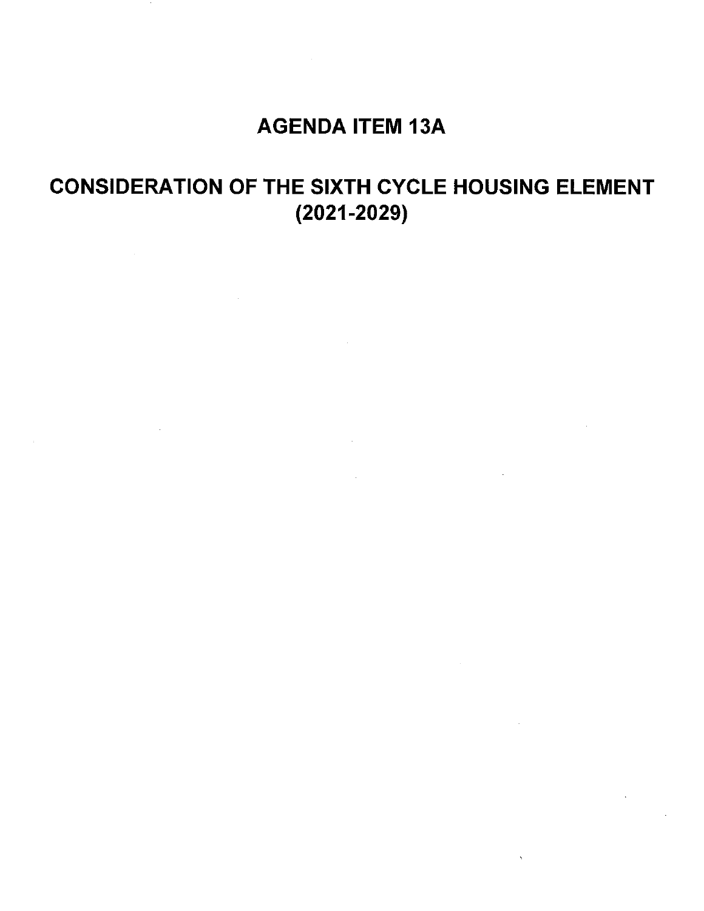# AGENDA ITEM 13A

## CONSIDERATION OF THE SIXTH CYCLE HOUSING ELEMENT (2021-2029)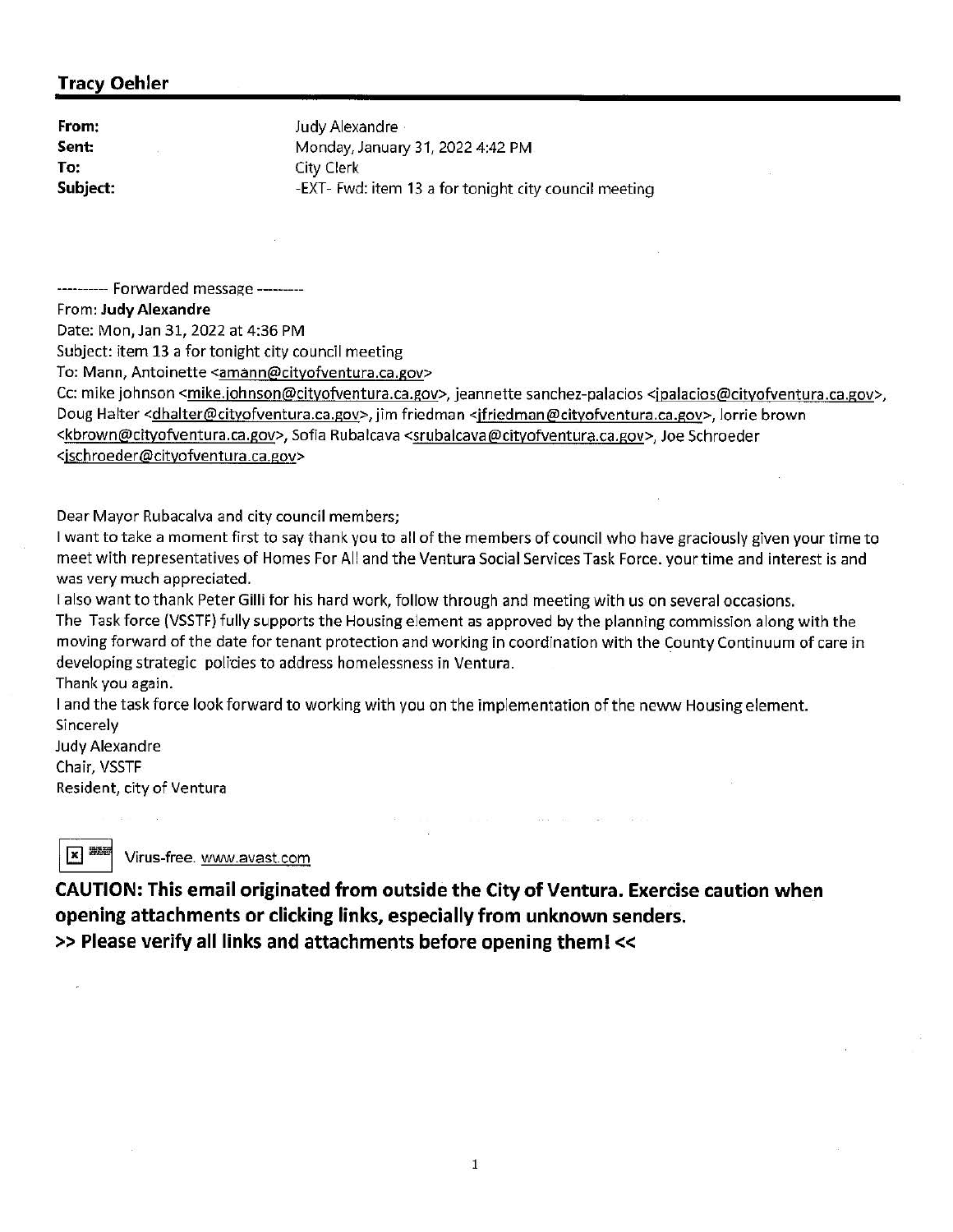**Tracy Oehler**

**From:** Judy Alexandre
**Sent:** Monday, January 31, 2022 4:42 PM
**To:** City Clerk
**Subject:** -EXT- Fwd: item 13 a for tonight city council meeting

---------- Forwarded message ---------
From: **Judy Alexandre**
Date: Mon, Jan 31, 2022 at 4:36 PM
Subject: item 13 a for tonight city council meeting
To: Mann, Antoinette <amann@cityofventura.ca.gov>
Cc: mike johnson <mike.johnson@cityofventura.ca.gov>, jeannette sanchez-palacios <jpalacios@cityofventura.ca.gov>, Doug Halter <dhalter@cityofventura.ca.gov>, jim friedman <jfriedman@cityofventura.ca.gov>, lorrie brown <kbrown@cityofventura.ca.gov>, Sofia Rubalcava <srubalcava@cityofventura.ca.gov>, Joe Schroeder <jschroeder@cityofventura.ca.gov>

Dear Mayor Rubacalva and city council members;
I want to take a moment first to say thank you to all of the members of council who have graciously given your time to meet with representatives of Homes For All and the Ventura Social Services Task Force. your time and interest is and was very much appreciated.
I also want to thank Peter Gilli for his hard work, follow through and meeting with us on several occasions.
The Task force (VSSTF) fully supports the Housing element as approved by the planning commission along with the moving forward of the date for tenant protection and working in coordination with the County Continuum of care in developing strategic policies to address homelessness in Ventura.
Thank you again.
I and the task force look forward to working with you on the implementation of the neww Housing element.
Sincerely
Judy Alexandre
Chair, VSSTF
Resident, city of Ventura

Virus-free. www.avast.com

**CAUTION: This email originated from outside the City of Ventura. Exercise caution when opening attachments or clicking links, especially from unknown senders.**
**>> Please verify all links and attachments before opening them! <<**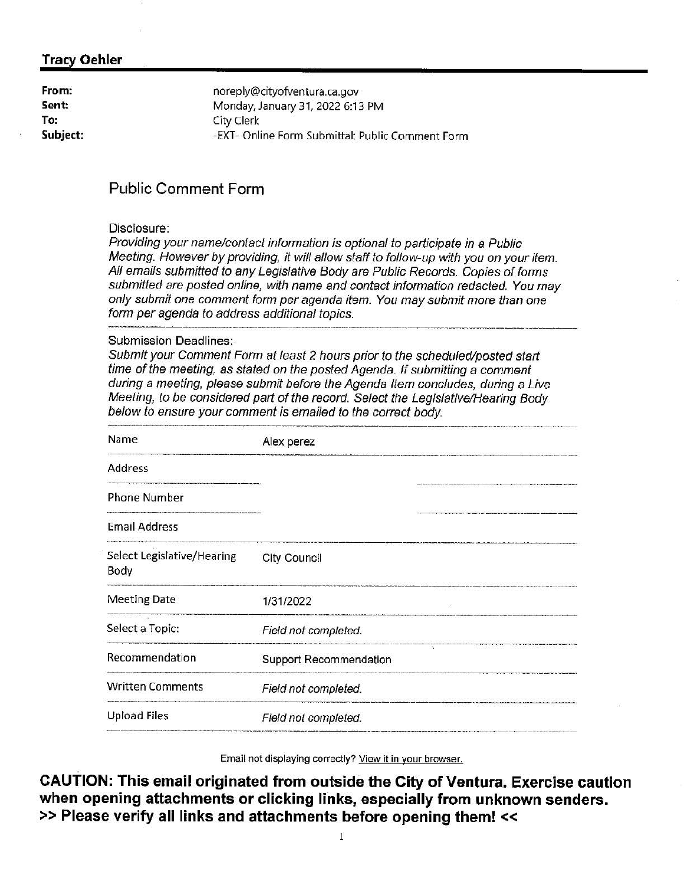**Tracy Oehler**

| | |
|---|---|
| **From:** | noreply@cityofventura.ca.gov |
| **Sent:** | Monday, January 31, 2022 6:13 PM |
| **To:** | City Clerk |
| **Subject:** | -EXT- Online Form Submittal: Public Comment Form |

## Public Comment Form

Disclosure:

*Providing your name/contact information is optional to participate in a Public Meeting. However by providing, it will allow staff to follow-up with you on your item. All emails submitted to any Legislative Body are Public Records. Copies of forms submitted are posted online, with name and contact information redacted. You may only submit one comment form per agenda item. You may submit more than one form per agenda to address additional topics.*

Submission Deadlines:

*Submit your Comment Form at least 2 hours prior to the scheduled/posted start time of the meeting, as stated on the posted Agenda. If submitting a comment during a meeting, please submit before the Agenda Item concludes, during a Live Meeting, to be considered part of the record. Select the Legislative/Hearing Body below to ensure your comment is emailed to the correct body.*

| | |
|---|---|
| Name | Alex perez |
| Address | |
| Phone Number | |
| Email Address | |
| Select Legislative/Hearing Body | City Council |
| Meeting Date | 1/31/2022 |
| Select a Topic: | *Field not completed.* |
| Recommendation | Support Recommendation |
| Written Comments | *Field not completed.* |
| Upload Files | *Field not completed.* |

Email not displaying correctly? View it in your browser.

**CAUTION: This email originated from outside the City of Ventura. Exercise caution when opening attachments or clicking links, especially from unknown senders. >> Please verify all links and attachments before opening them! <<**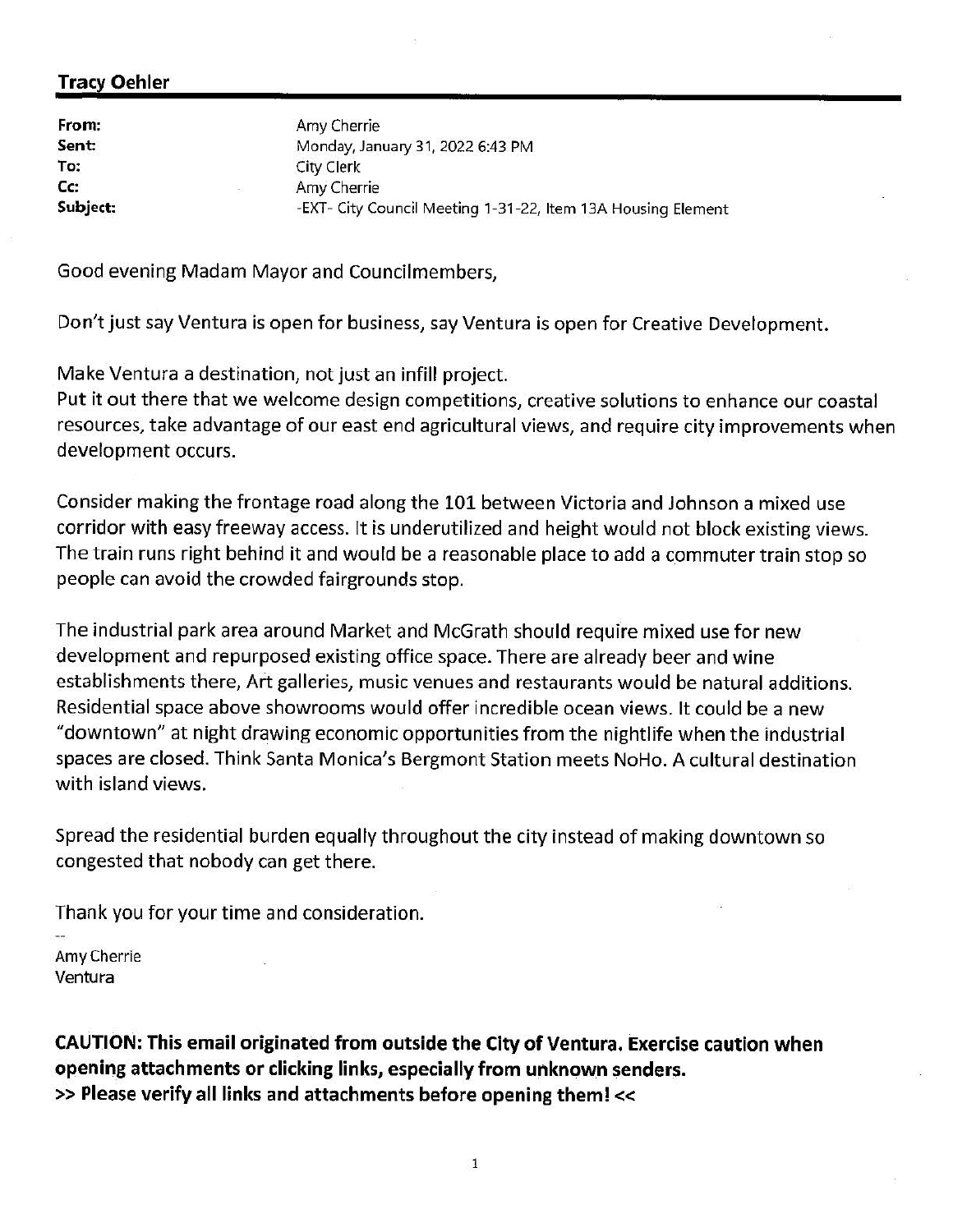**Tracy Oehler**

| | |
|---|---|
| **From:** | Amy Cherrie |
| **Sent:** | Monday, January 31, 2022 6:43 PM |
| **To:** | City Clerk |
| **Cc:** | Amy Cherrie |
| **Subject:** | -EXT- City Council Meeting 1-31-22, Item 13A Housing Element |

Good evening Madam Mayor and Councilmembers,

Don't just say Ventura is open for business, say Ventura is open for Creative Development.

Make Ventura a destination, not just an infill project.
Put it out there that we welcome design competitions, creative solutions to enhance our coastal resources, take advantage of our east end agricultural views, and require city improvements when development occurs.

Consider making the frontage road along the 101 between Victoria and Johnson a mixed use corridor with easy freeway access. It is underutilized and height would not block existing views. The train runs right behind it and would be a reasonable place to add a commuter train stop so people can avoid the crowded fairgrounds stop.

The industrial park area around Market and McGrath should require mixed use for new development and repurposed existing office space. There are already beer and wine establishments there, Art galleries, music venues and restaurants would be natural additions. Residential space above showrooms would offer incredible ocean views. It could be a new "downtown" at night drawing economic opportunities from the nightlife when the industrial spaces are closed. Think Santa Monica's Bergmont Station meets NoHo. A cultural destination with island views.

Spread the residential burden equally throughout the city instead of making downtown so congested that nobody can get there.

Thank you for your time and consideration.

--
Amy Cherrie
Ventura

**CAUTION: This email originated from outside the City of Ventura. Exercise caution when opening attachments or clicking links, especially from unknown senders.**
**>> Please verify all links and attachments before opening them! <<**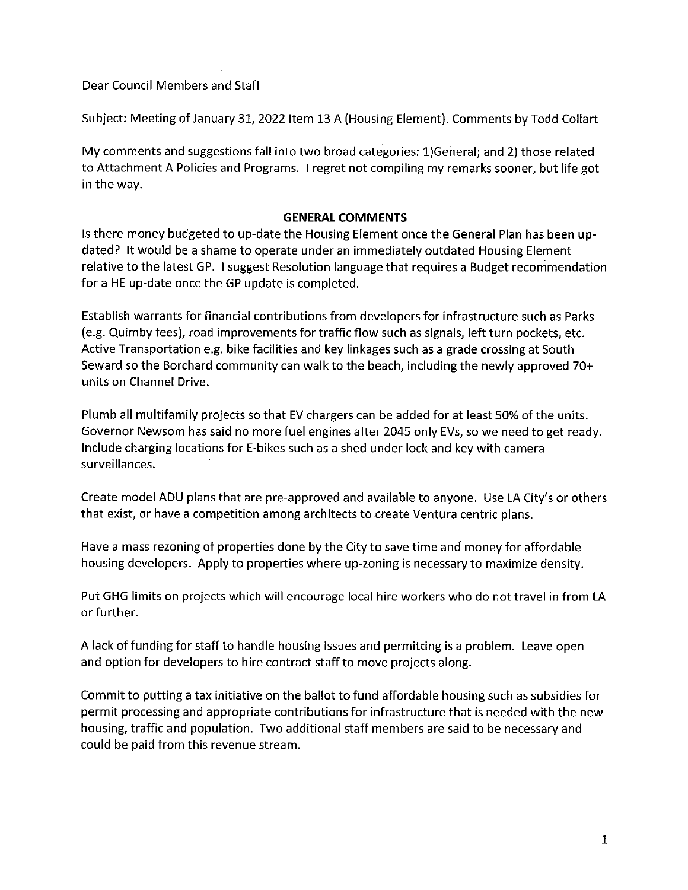Dear Council Members and Staff

Subject: Meeting of January 31, 2022 Item 13 A (Housing Element). Comments by Todd Collart.

My comments and suggestions fall into two broad categories: 1)General; and 2) those related to Attachment A Policies and Programs. I regret not compiling my remarks sooner, but life got in the way.

## GENERAL COMMENTS

Is there money budgeted to up-date the Housing Element once the General Plan has been up-dated? It would be a shame to operate under an immediately outdated Housing Element relative to the latest GP. I suggest Resolution language that requires a Budget recommendation for a HE up-date once the GP update is completed.

Establish warrants for financial contributions from developers for infrastructure such as Parks (e.g. Quimby fees), road improvements for traffic flow such as signals, left turn pockets, etc. Active Transportation e.g. bike facilities and key linkages such as a grade crossing at South Seward so the Borchard community can walk to the beach, including the newly approved 70+ units on Channel Drive.

Plumb all multifamily projects so that EV chargers can be added for at least 50% of the units. Governor Newsom has said no more fuel engines after 2045 only EVs, so we need to get ready. Include charging locations for E-bikes such as a shed under lock and key with camera surveillances.

Create model ADU plans that are pre-approved and available to anyone. Use LA City's or others that exist, or have a competition among architects to create Ventura centric plans.

Have a mass rezoning of properties done by the City to save time and money for affordable housing developers. Apply to properties where up-zoning is necessary to maximize density.

Put GHG limits on projects which will encourage local hire workers who do not travel in from LA or further.

A lack of funding for staff to handle housing issues and permitting is a problem. Leave open and option for developers to hire contract staff to move projects along.

Commit to putting a tax initiative on the ballot to fund affordable housing such as subsidies for permit processing and appropriate contributions for infrastructure that is needed with the new housing, traffic and population. Two additional staff members are said to be necessary and could be paid from this revenue stream.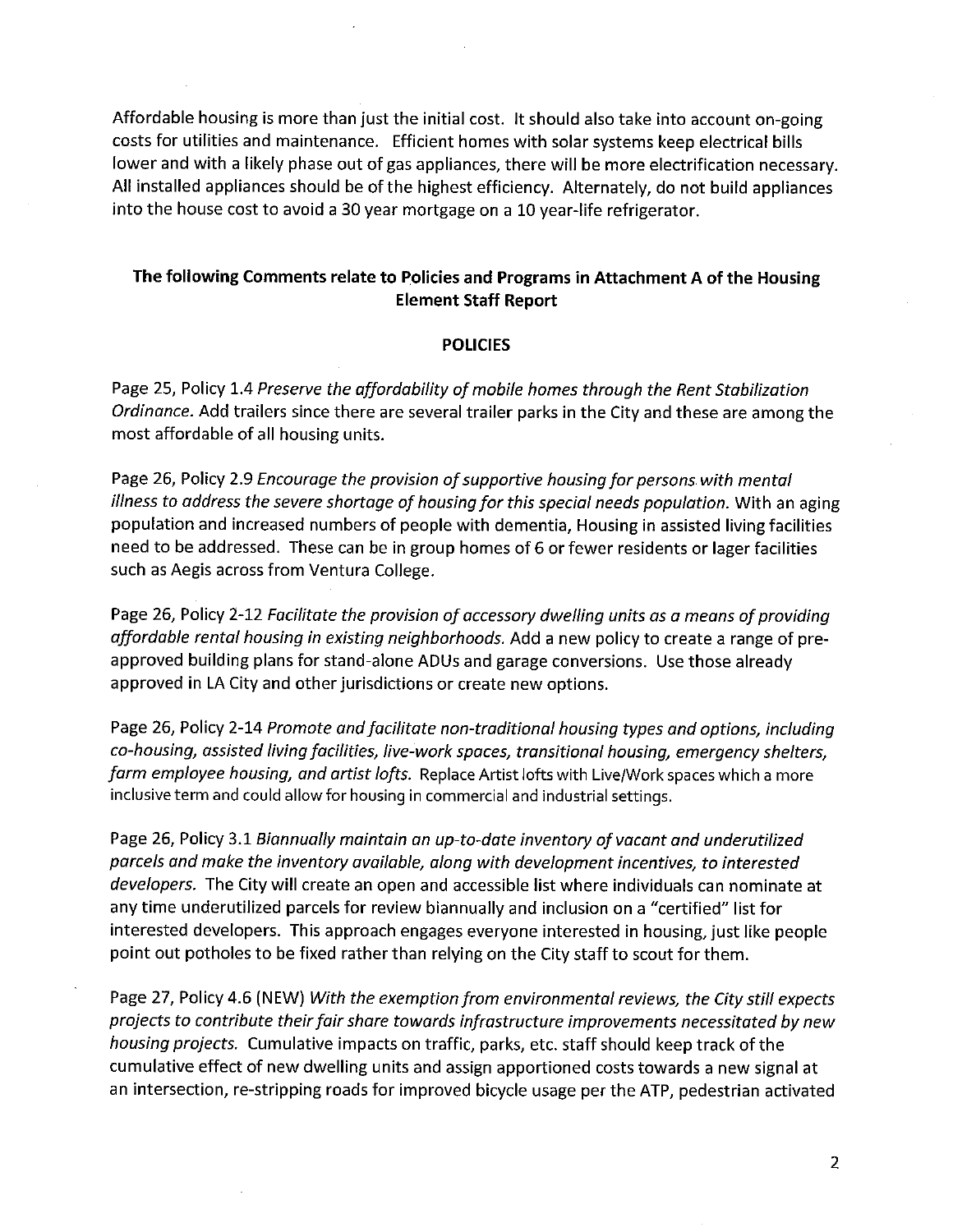Affordable housing is more than just the initial cost. It should also take into account on-going costs for utilities and maintenance. Efficient homes with solar systems keep electrical bills lower and with a likely phase out of gas appliances, there will be more electrification necessary. All installed appliances should be of the highest efficiency. Alternately, do not build appliances into the house cost to avoid a 30 year mortgage on a 10 year-life refrigerator.

**The following Comments relate to Policies and Programs in Attachment A of the Housing Element Staff Report**

**POLICIES**

Page 25, Policy 1.4 *Preserve the affordability of mobile homes through the Rent Stabilization Ordinance.* Add trailers since there are several trailer parks in the City and these are among the most affordable of all housing units.

Page 26, Policy 2.9 *Encourage the provision of supportive housing for persons with mental illness to address the severe shortage of housing for this special needs population.* With an aging population and increased numbers of people with dementia, Housing in assisted living facilities need to be addressed. These can be in group homes of 6 or fewer residents or lager facilities such as Aegis across from Ventura College.

Page 26, Policy 2-12 *Facilitate the provision of accessory dwelling units as a means of providing affordable rental housing in existing neighborhoods.* Add a new policy to create a range of pre-approved building plans for stand-alone ADUs and garage conversions. Use those already approved in LA City and other jurisdictions or create new options.

Page 26, Policy 2-14 *Promote and facilitate non-traditional housing types and options, including co-housing, assisted living facilities, live-work spaces, transitional housing, emergency shelters, farm employee housing, and artist lofts.* Replace Artist lofts with Live/Work spaces which a more inclusive term and could allow for housing in commercial and industrial settings.

Page 26, Policy 3.1 *Biannually maintain an up-to-date inventory of vacant and underutilized parcels and make the inventory available, along with development incentives, to interested developers.* The City will create an open and accessible list where individuals can nominate at any time underutilized parcels for review biannually and inclusion on a "certified" list for interested developers. This approach engages everyone interested in housing, just like people point out potholes to be fixed rather than relying on the City staff to scout for them.

Page 27, Policy 4.6 (NEW) *With the exemption from environmental reviews, the City still expects projects to contribute their fair share towards infrastructure improvements necessitated by new housing projects.* Cumulative impacts on traffic, parks, etc. staff should keep track of the cumulative effect of new dwelling units and assign apportioned costs towards a new signal at an intersection, re-stripping roads for improved bicycle usage per the ATP, pedestrian activated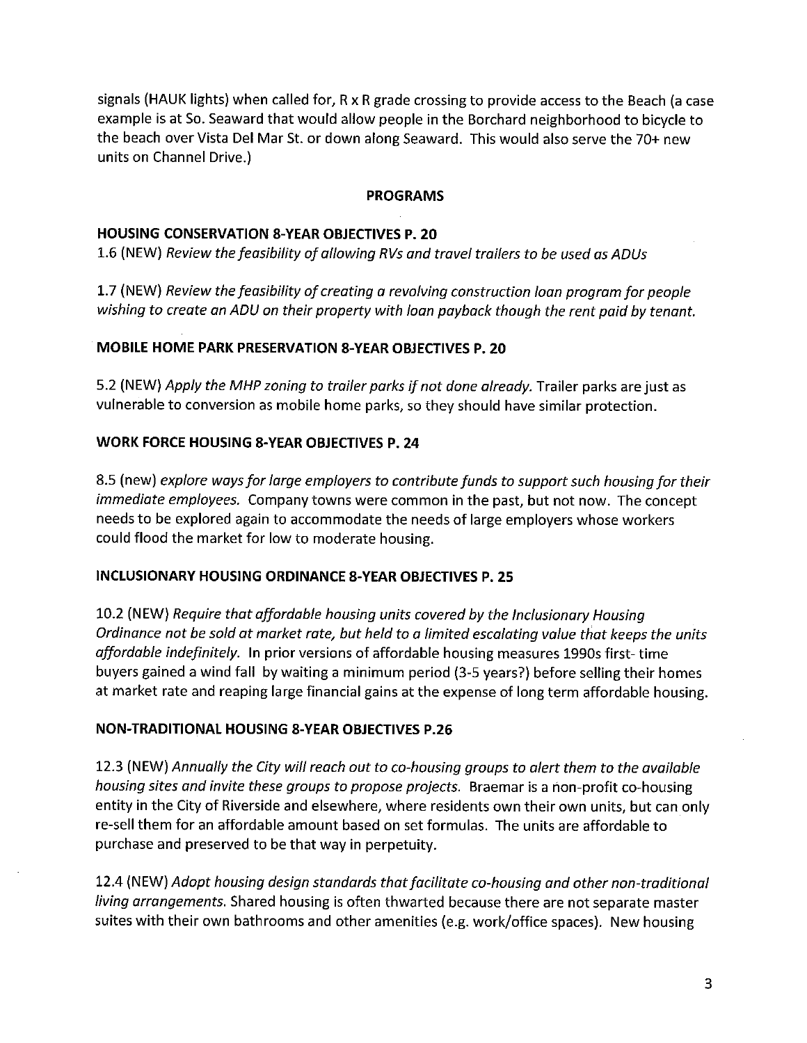signals (HAUK lights) when called for, R x R grade crossing to provide access to the Beach (a case example is at So. Seaward that would allow people in the Borchard neighborhood to bicycle to the beach over Vista Del Mar St. or down along Seaward. This would also serve the 70+ new units on Channel Drive.)

## PROGRAMS

### HOUSING CONSERVATION 8-YEAR OBJECTIVES P. 20

1.6 (NEW) *Review the feasibility of allowing RVs and travel trailers to be used as ADUs*

1.7 (NEW) *Review the feasibility of creating a revolving construction loan program for people wishing to create an ADU on their property with loan payback though the rent paid by tenant.*

### MOBILE HOME PARK PRESERVATION 8-YEAR OBJECTIVES P. 20

5.2 (NEW) *Apply the MHP zoning to trailer parks if not done already.* Trailer parks are just as vulnerable to conversion as mobile home parks, so they should have similar protection.

### WORK FORCE HOUSING 8-YEAR OBJECTIVES P. 24

8.5 (new) *explore ways for large employers to contribute funds to support such housing for their immediate employees.* Company towns were common in the past, but not now. The concept needs to be explored again to accommodate the needs of large employers whose workers could flood the market for low to moderate housing.

### INCLUSIONARY HOUSING ORDINANCE 8-YEAR OBJECTIVES P. 25

10.2 (NEW) *Require that affordable housing units covered by the Inclusionary Housing Ordinance not be sold at market rate, but held to a limited escalating value that keeps the units affordable indefinitely.* In prior versions of affordable housing measures 1990s first- time buyers gained a wind fall by waiting a minimum period (3-5 years?) before selling their homes at market rate and reaping large financial gains at the expense of long term affordable housing.

### NON-TRADITIONAL HOUSING 8-YEAR OBJECTIVES P.26

12.3 (NEW) *Annually the City will reach out to co-housing groups to alert them to the available housing sites and invite these groups to propose projects.* Braemar is a non-profit co-housing entity in the City of Riverside and elsewhere, where residents own their own units, but can only re-sell them for an affordable amount based on set formulas. The units are affordable to purchase and preserved to be that way in perpetuity.

12.4 (NEW) *Adopt housing design standards that facilitate co-housing and other non-traditional living arrangements.* Shared housing is often thwarted because there are not separate master suites with their own bathrooms and other amenities (e.g. work/office spaces). New housing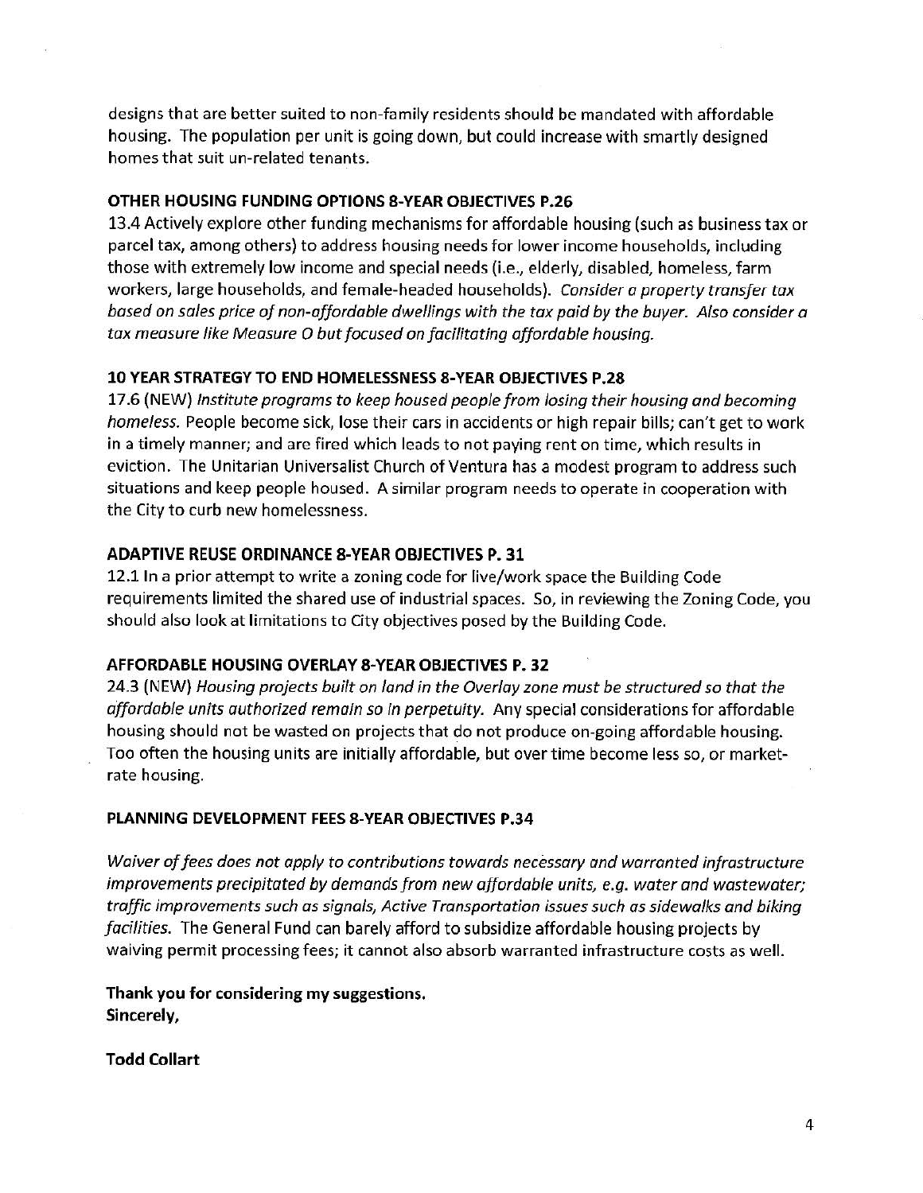designs that are better suited to non-family residents should be mandated with affordable housing. The population per unit is going down, but could increase with smartly designed homes that suit un-related tenants.

**OTHER HOUSING FUNDING OPTIONS 8-YEAR OBJECTIVES P.26**

13.4 Actively explore other funding mechanisms for affordable housing (such as business tax or parcel tax, among others) to address housing needs for lower income households, including those with extremely low income and special needs (i.e., elderly, disabled, homeless, farm workers, large households, and female-headed households). *Consider a property transfer tax based on sales price of non-affordable dwellings with the tax paid by the buyer. Also consider a tax measure like Measure O but focused on facilitating affordable housing.*

**10 YEAR STRATEGY TO END HOMELESSNESS 8-YEAR OBJECTIVES P.28**

17.6 (NEW) *Institute programs to keep housed people from losing their housing and becoming homeless.* People become sick, lose their cars in accidents or high repair bills; can't get to work in a timely manner; and are fired which leads to not paying rent on time, which results in eviction. The Unitarian Universalist Church of Ventura has a modest program to address such situations and keep people housed. A similar program needs to operate in cooperation with the City to curb new homelessness.

**ADAPTIVE REUSE ORDINANCE 8-YEAR OBJECTIVES P. 31**

12.1 In a prior attempt to write a zoning code for live/work space the Building Code requirements limited the shared use of industrial spaces. So, in reviewing the Zoning Code, you should also look at limitations to City objectives posed by the Building Code.

**AFFORDABLE HOUSING OVERLAY 8-YEAR OBJECTIVES P. 32**

24.3 (NEW) *Housing projects built on land in the Overlay zone must be structured so that the affordable units authorized remain so in perpetuity.* Any special considerations for affordable housing should not be wasted on projects that do not produce on-going affordable housing. Too often the housing units are initially affordable, but over time become less so, or market-rate housing.

**PLANNING DEVELOPMENT FEES 8-YEAR OBJECTIVES P.34**

*Waiver of fees does not apply to contributions towards necessary and warranted infrastructure improvements precipitated by demands from new affordable units, e.g. water and wastewater; traffic improvements such as signals, Active Transportation issues such as sidewalks and biking facilities.* The General Fund can barely afford to subsidize affordable housing projects by waiving permit processing fees; it cannot also absorb warranted infrastructure costs as well.

**Thank you for considering my suggestions.**
**Sincerely,**

**Todd Collart**